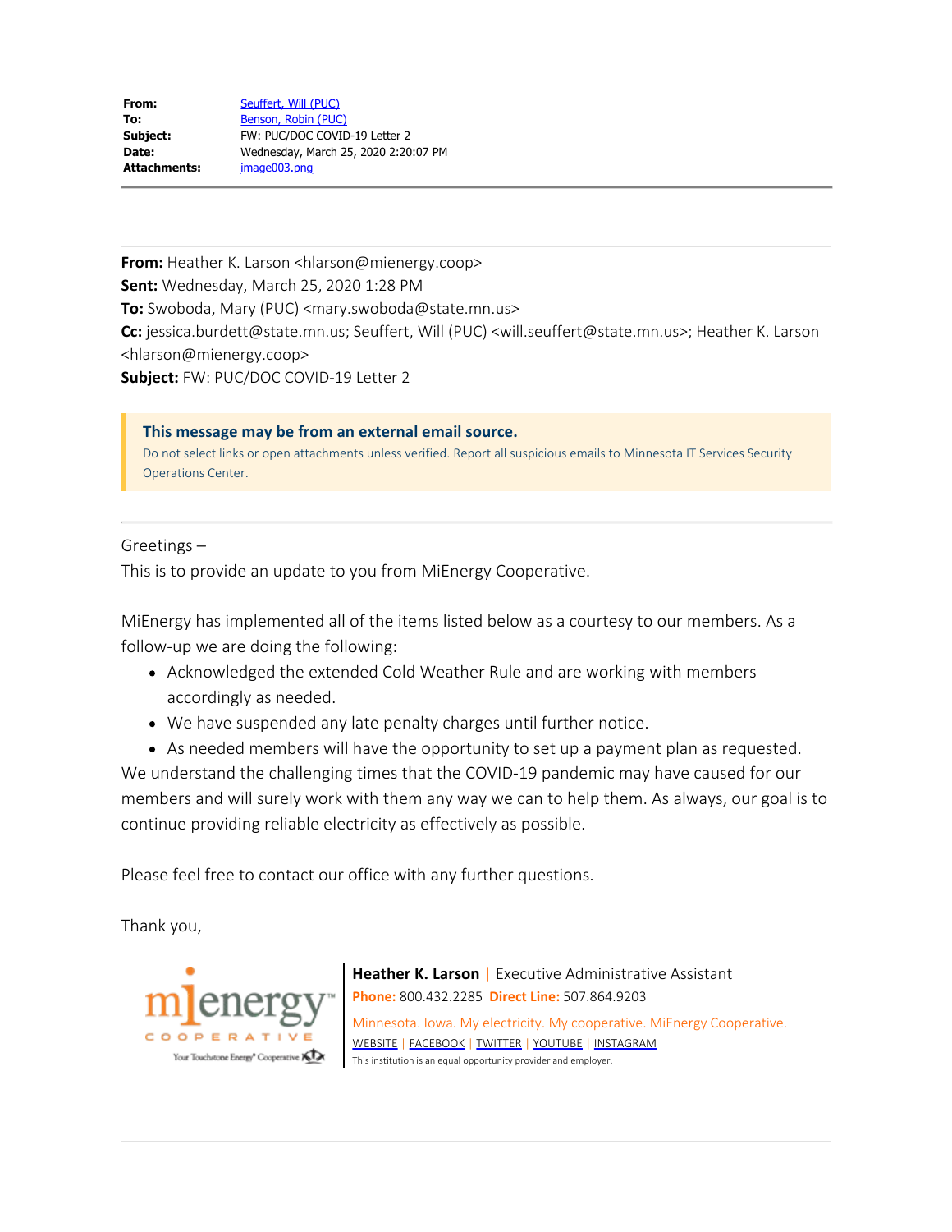| | |
|---|---|
| **From:** | Seuffert, Will (PUC) |
| **To:** | Benson, Robin (PUC) |
| **Subject:** | FW: PUC/DOC COVID-19 Letter 2 |
| **Date:** | Wednesday, March 25, 2020 2:20:07 PM |
| **Attachments:** | image003.png |

---

**From:** Heather K. Larson <hlarson@mienergy.coop>
**Sent:** Wednesday, March 25, 2020 1:28 PM
**To:** Swoboda, Mary (PUC) <mary.swoboda@state.mn.us>
**Cc:** jessica.burdett@state.mn.us; Seuffert, Will (PUC) <will.seuffert@state.mn.us>; Heather K. Larson <hlarson@mienergy.coop>
**Subject:** FW: PUC/DOC COVID-19 Letter 2

> **This message may be from an external email source.**
> Do not select links or open attachments unless verified. Report all suspicious emails to Minnesota IT Services Security Operations Center.

---

Greetings –
This is to provide an update to you from MiEnergy Cooperative.

MiEnergy has implemented all of the items listed below as a courtesy to our members. As a follow-up we are doing the following:

- Acknowledged the extended Cold Weather Rule and are working with members accordingly as needed.
- We have suspended any late penalty charges until further notice.
- As needed members will have the opportunity to set up a payment plan as requested.

We understand the challenging times that the COVID-19 pandemic may have caused for our members and will surely work with them any way we can to help them. As always, our goal is to continue providing reliable electricity as effectively as possible.

Please feel free to contact our office with any further questions.

Thank you,

mienergy™ COOPERATIVE
Your Touchstone Energy® Cooperative

**Heather K. Larson** | Executive Administrative Assistant
**Phone:** 800.432.2285 **Direct Line:** 507.864.9203
Minnesota. Iowa. My electricity. My cooperative. MiEnergy Cooperative.
WEBSITE | FACEBOOK | TWITTER | YOUTUBE | INSTAGRAM
This institution is an equal opportunity provider and employer.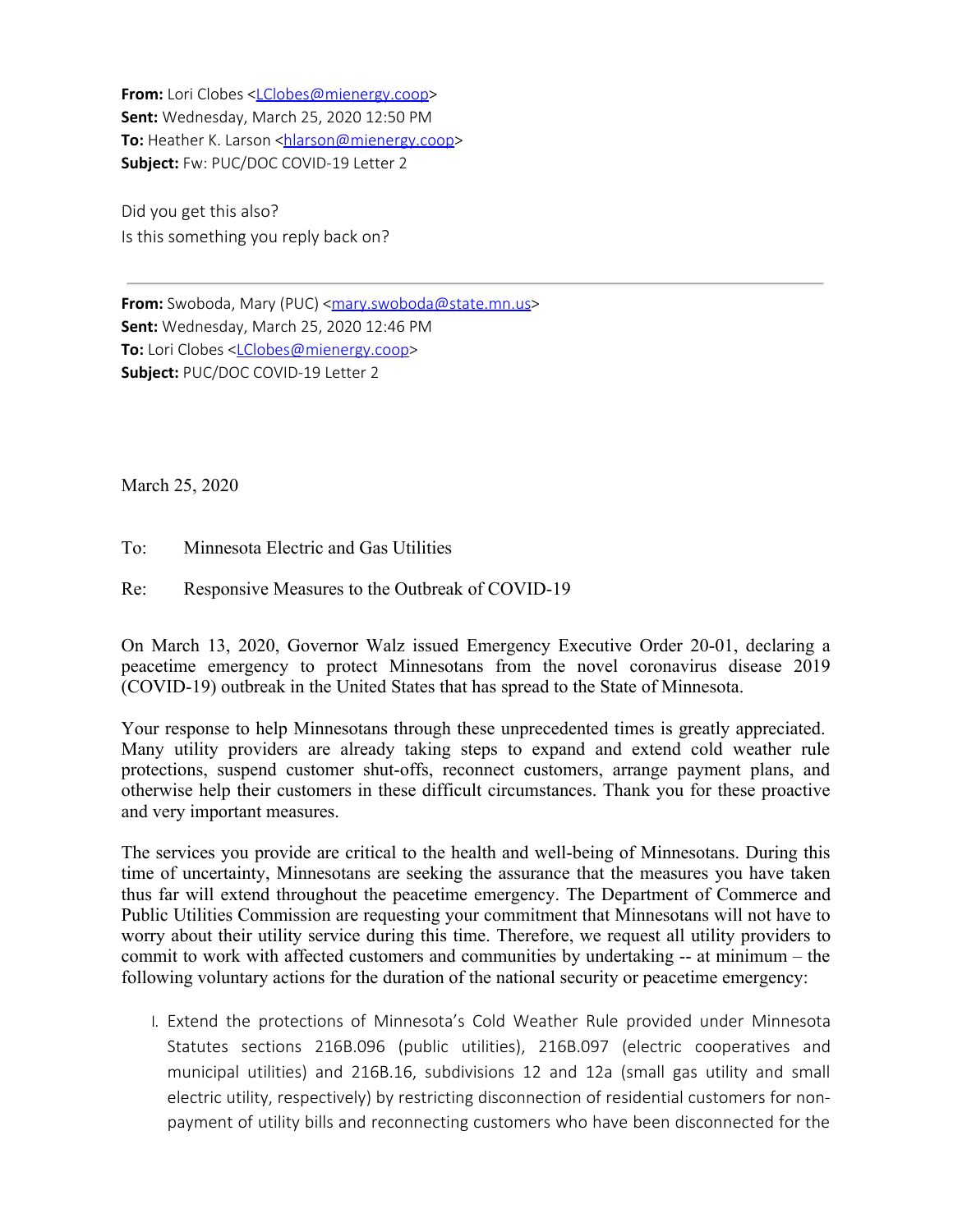**From:** Lori Clobes <LClobes@mienergy.coop>
**Sent:** Wednesday, March 25, 2020 12:50 PM
**To:** Heather K. Larson <hlarson@mienergy.coop>
**Subject:** Fw: PUC/DOC COVID-19 Letter 2

Did you get this also?
Is this something you reply back on?

---

**From:** Swoboda, Mary (PUC) <mary.swoboda@state.mn.us>
**Sent:** Wednesday, March 25, 2020 12:46 PM
**To:** Lori Clobes <LClobes@mienergy.coop>
**Subject:** PUC/DOC COVID-19 Letter 2

March 25, 2020

To: Minnesota Electric and Gas Utilities

Re: Responsive Measures to the Outbreak of COVID-19

On March 13, 2020, Governor Walz issued Emergency Executive Order 20-01, declaring a peacetime emergency to protect Minnesotans from the novel coronavirus disease 2019 (COVID-19) outbreak in the United States that has spread to the State of Minnesota.

Your response to help Minnesotans through these unprecedented times is greatly appreciated. Many utility providers are already taking steps to expand and extend cold weather rule protections, suspend customer shut-offs, reconnect customers, arrange payment plans, and otherwise help their customers in these difficult circumstances. Thank you for these proactive and very important measures.

The services you provide are critical to the health and well-being of Minnesotans. During this time of uncertainty, Minnesotans are seeking the assurance that the measures you have taken thus far will extend throughout the peacetime emergency. The Department of Commerce and Public Utilities Commission are requesting your commitment that Minnesotans will not have to worry about their utility service during this time. Therefore, we request all utility providers to commit to work with affected customers and communities by undertaking -- at minimum – the following voluntary actions for the duration of the national security or peacetime emergency:

I. Extend the protections of Minnesota's Cold Weather Rule provided under Minnesota Statutes sections 216B.096 (public utilities), 216B.097 (electric cooperatives and municipal utilities) and 216B.16, subdivisions 12 and 12a (small gas utility and small electric utility, respectively) by restricting disconnection of residential customers for non-payment of utility bills and reconnecting customers who have been disconnected for the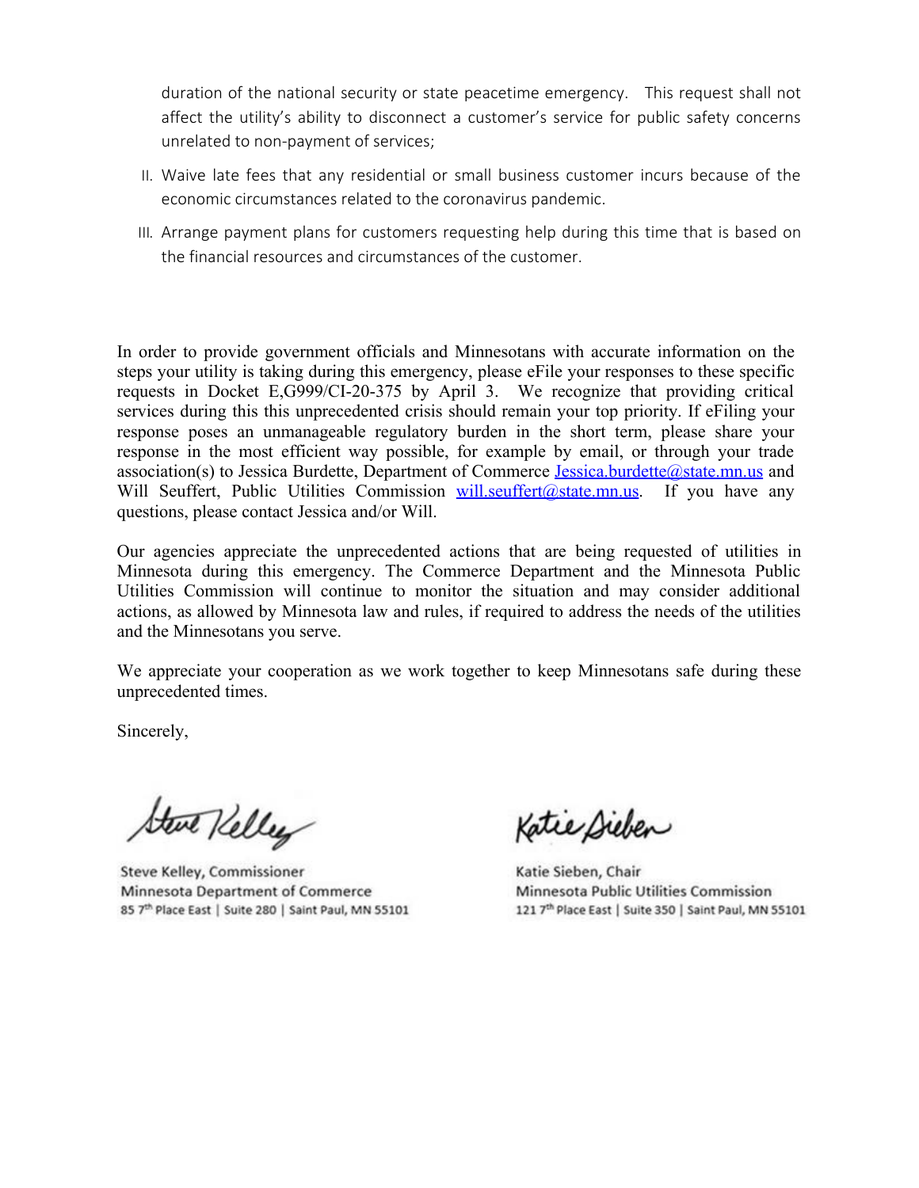duration of the national security or state peacetime emergency. This request shall not affect the utility's ability to disconnect a customer's service for public safety concerns unrelated to non-payment of services;

II. Waive late fees that any residential or small business customer incurs because of the economic circumstances related to the coronavirus pandemic.

III. Arrange payment plans for customers requesting help during this time that is based on the financial resources and circumstances of the customer.

In order to provide government officials and Minnesotans with accurate information on the steps your utility is taking during this emergency, please eFile your responses to these specific requests in Docket E,G999/CI-20-375 by April 3. We recognize that providing critical services during this this unprecedented crisis should remain your top priority. If eFiling your response poses an unmanageable regulatory burden in the short term, please share your response in the most efficient way possible, for example by email, or through your trade association(s) to Jessica Burdette, Department of Commerce Jessica.burdette@state.mn.us and Will Seuffert, Public Utilities Commission will.seuffert@state.mn.us. If you have any questions, please contact Jessica and/or Will.

Our agencies appreciate the unprecedented actions that are being requested of utilities in Minnesota during this emergency. The Commerce Department and the Minnesota Public Utilities Commission will continue to monitor the situation and may consider additional actions, as allowed by Minnesota law and rules, if required to address the needs of the utilities and the Minnesotans you serve.

We appreciate your cooperation as we work together to keep Minnesotans safe during these unprecedented times.

Sincerely,

Steve Kelley, Commissioner
Minnesota Department of Commerce
85 7th Place East | Suite 280 | Saint Paul, MN 55101

Katie Sieben, Chair
Minnesota Public Utilities Commission
121 7th Place East | Suite 350 | Saint Paul, MN 55101